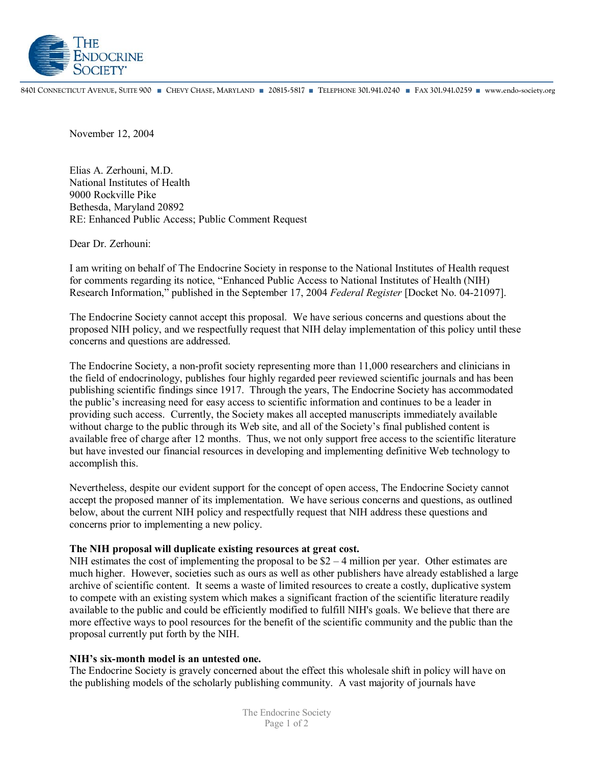# THE ENDOCRINE SOCIETY

8401 CONNECTICUT AVENUE, SUITE 900 ■ CHEVY CHASE, MARYLAND ■ 20815-5817 ■ TELEPHONE 301.941.0240 ■ FAX 301.941.0259 ■ www.endo-society.org

November 12, 2004

Elias A. Zerhouni, M.D.
National Institutes of Health
9000 Rockville Pike
Bethesda, Maryland 20892
RE: Enhanced Public Access; Public Comment Request

Dear Dr. Zerhouni:

I am writing on behalf of The Endocrine Society in response to the National Institutes of Health request for comments regarding its notice, "Enhanced Public Access to National Institutes of Health (NIH) Research Information," published in the September 17, 2004 *Federal Register* [Docket No. 04-21097].

The Endocrine Society cannot accept this proposal. We have serious concerns and questions about the proposed NIH policy, and we respectfully request that NIH delay implementation of this policy until these concerns and questions are addressed.

The Endocrine Society, a non-profit society representing more than 11,000 researchers and clinicians in the field of endocrinology, publishes four highly regarded peer reviewed scientific journals and has been publishing scientific findings since 1917. Through the years, The Endocrine Society has accommodated the public's increasing need for easy access to scientific information and continues to be a leader in providing such access. Currently, the Society makes all accepted manuscripts immediately available without charge to the public through its Web site, and all of the Society's final published content is available free of charge after 12 months. Thus, we not only support free access to the scientific literature but have invested our financial resources in developing and implementing definitive Web technology to accomplish this.

Nevertheless, despite our evident support for the concept of open access, The Endocrine Society cannot accept the proposed manner of its implementation. We have serious concerns and questions, as outlined below, about the current NIH policy and respectfully request that NIH address these questions and concerns prior to implementing a new policy.

**The NIH proposal will duplicate existing resources at great cost.**
NIH estimates the cost of implementing the proposal to be $2 – 4 million per year. Other estimates are much higher. However, societies such as ours as well as other publishers have already established a large archive of scientific content. It seems a waste of limited resources to create a costly, duplicative system to compete with an existing system which makes a significant fraction of the scientific literature readily available to the public and could be efficiently modified to fulfill NIH's goals. We believe that there are more effective ways to pool resources for the benefit of the scientific community and the public than the proposal currently put forth by the NIH.

**NIH's six-month model is an untested one.**
The Endocrine Society is gravely concerned about the effect this wholesale shift in policy will have on the publishing models of the scholarly publishing community. A vast majority of journals have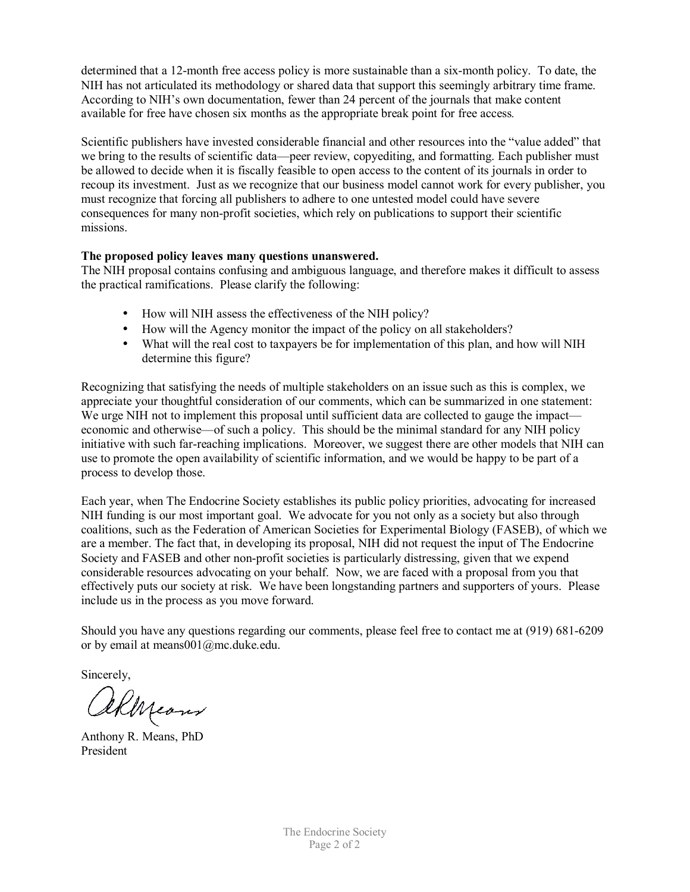determined that a 12-month free access policy is more sustainable than a six-month policy. To date, the NIH has not articulated its methodology or shared data that support this seemingly arbitrary time frame. According to NIH's own documentation, fewer than 24 percent of the journals that make content available for free have chosen six months as the appropriate break point for free access.

Scientific publishers have invested considerable financial and other resources into the "value added" that we bring to the results of scientific data—peer review, copyediting, and formatting. Each publisher must be allowed to decide when it is fiscally feasible to open access to the content of its journals in order to recoup its investment. Just as we recognize that our business model cannot work for every publisher, you must recognize that forcing all publishers to adhere to one untested model could have severe consequences for many non-profit societies, which rely on publications to support their scientific missions.

**The proposed policy leaves many questions unanswered.**

The NIH proposal contains confusing and ambiguous language, and therefore makes it difficult to assess the practical ramifications. Please clarify the following:

- How will NIH assess the effectiveness of the NIH policy?
- How will the Agency monitor the impact of the policy on all stakeholders?
- What will the real cost to taxpayers be for implementation of this plan, and how will NIH determine this figure?

Recognizing that satisfying the needs of multiple stakeholders on an issue such as this is complex, we appreciate your thoughtful consideration of our comments, which can be summarized in one statement: We urge NIH not to implement this proposal until sufficient data are collected to gauge the impact—economic and otherwise—of such a policy. This should be the minimal standard for any NIH policy initiative with such far-reaching implications. Moreover, we suggest there are other models that NIH can use to promote the open availability of scientific information, and we would be happy to be part of a process to develop those.

Each year, when The Endocrine Society establishes its public policy priorities, advocating for increased NIH funding is our most important goal. We advocate for you not only as a society but also through coalitions, such as the Federation of American Societies for Experimental Biology (FASEB), of which we are a member. The fact that, in developing its proposal, NIH did not request the input of The Endocrine Society and FASEB and other non-profit societies is particularly distressing, given that we expend considerable resources advocating on your behalf. Now, we are faced with a proposal from you that effectively puts our society at risk. We have been longstanding partners and supporters of yours. Please include us in the process as you move forward.

Should you have any questions regarding our comments, please feel free to contact me at (919) 681-6209 or by email at means001@mc.duke.edu.

Sincerely,

Anthony R. Means, PhD
President